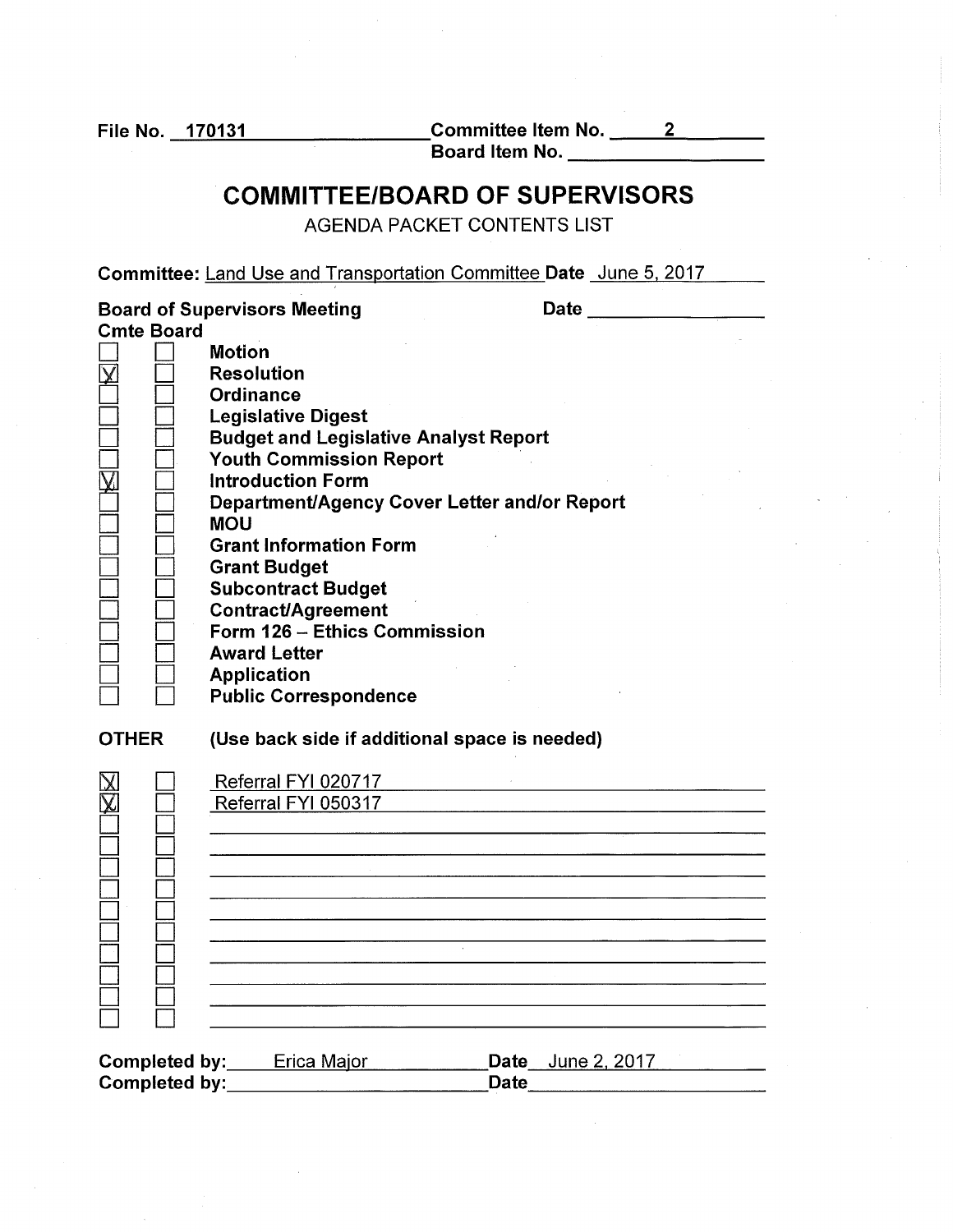File No. 170131 Committee Item No. 2
Board Item No. ____________

# COMMITTEE/BOARD OF SUPERVISORS

AGENDA PACKET CONTENTS LIST

**Committee:** Land Use and Transportation Committee **Date** June 5, 2017

**Board of Supervisors Meeting** **Date** ____________

| Cmte | Board | |
|---|---|---|
| ☐ | ☐ | **Motion** |
| ☒ | ☐ | **Resolution** |
| ☐ | ☐ | **Ordinance** |
| ☐ | ☐ | **Legislative Digest** |
| ☐ | ☐ | **Budget and Legislative Analyst Report** |
| ☐ | ☐ | **Youth Commission Report** |
| ☒ | ☐ | **Introduction Form** |
| ☐ | ☐ | **Department/Agency Cover Letter and/or Report** |
| ☐ | ☐ | **MOU** |
| ☐ | ☐ | **Grant Information Form** |
| ☐ | ☐ | **Grant Budget** |
| ☐ | ☐ | **Subcontract Budget** |
| ☐ | ☐ | **Contract/Agreement** |
| ☐ | ☐ | **Form 126 – Ethics Commission** |
| ☐ | ☐ | **Award Letter** |
| ☐ | ☐ | **Application** |
| ☐ | ☐ | **Public Correspondence** |

**OTHER** **(Use back side if additional space is needed)**

| Cmte | Board | |
|---|---|---|
| ☒ | ☐ | Referral FYI 020717 |
| ☒ | ☐ | Referral FYI 050317 |
| ☐ | ☐ | |
| ☐ | ☐ | |
| ☐ | ☐ | |
| ☐ | ☐ | |
| ☐ | ☐ | |
| ☐ | ☐ | |
| ☐ | ☐ | |
| ☐ | ☐ | |
| ☐ | ☐ | |
| ☐ | ☐ | |

**Completed by:** Erica Major **Date** June 2, 2017
**Completed by:** ____________ **Date** ____________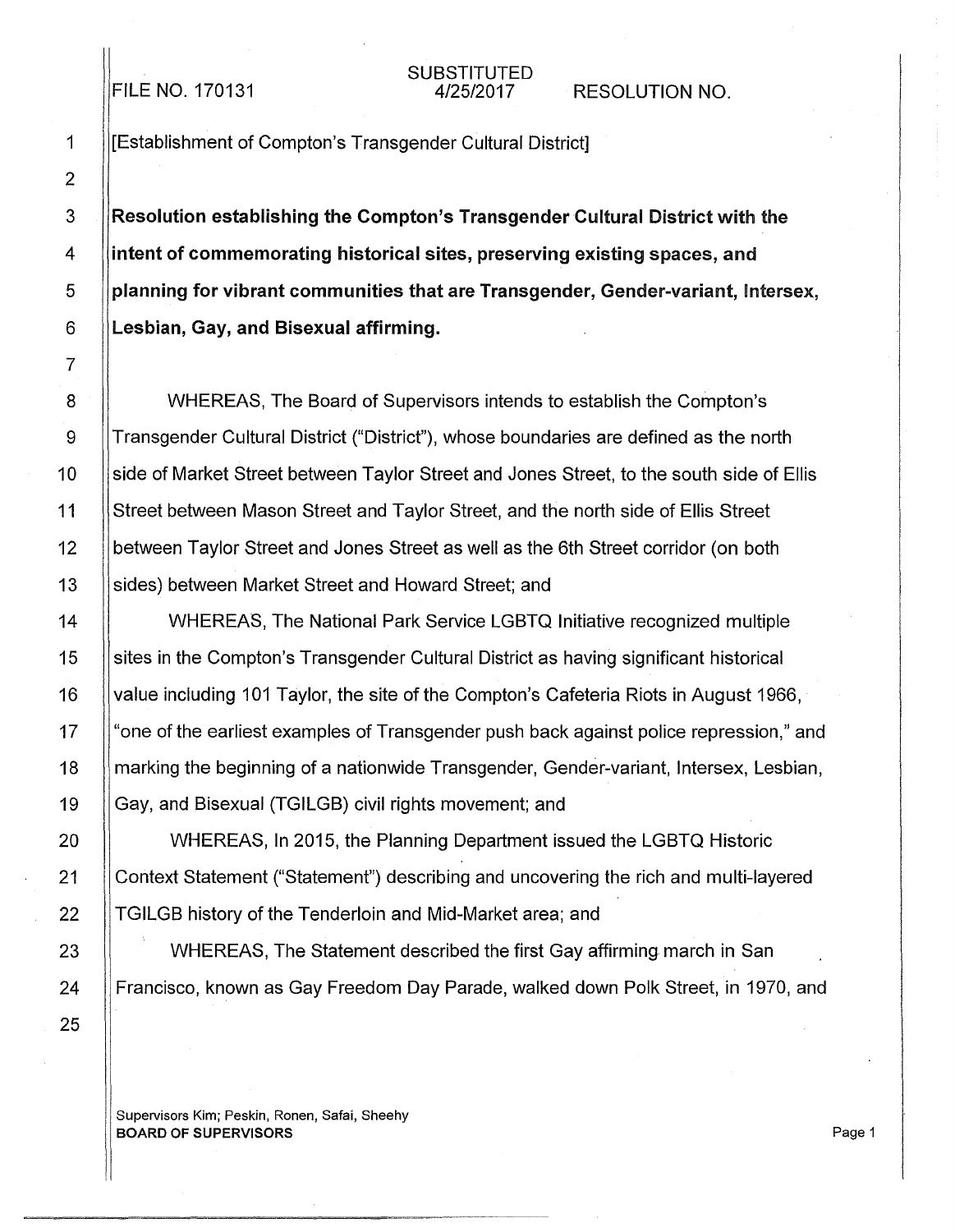FILE NO. 170131

SUBSTITUTED
4/25/2017

RESOLUTION NO.

[Establishment of Compton's Transgender Cultural District]

**Resolution establishing the Compton's Transgender Cultural District with the intent of commemorating historical sites, preserving existing spaces, and planning for vibrant communities that are Transgender, Gender-variant, Intersex, Lesbian, Gay, and Bisexual affirming.**

WHEREAS, The Board of Supervisors intends to establish the Compton's Transgender Cultural District ("District"), whose boundaries are defined as the north side of Market Street between Taylor Street and Jones Street, to the south side of Ellis Street between Mason Street and Taylor Street, and the north side of Ellis Street between Taylor Street and Jones Street as well as the 6th Street corridor (on both sides) between Market Street and Howard Street; and

WHEREAS, The National Park Service LGBTQ Initiative recognized multiple sites in the Compton's Transgender Cultural District as having significant historical value including 101 Taylor, the site of the Compton's Cafeteria Riots in August 1966, "one of the earliest examples of Transgender push back against police repression," and marking the beginning of a nationwide Transgender, Gender-variant, Intersex, Lesbian, Gay, and Bisexual (TGILGB) civil rights movement; and

WHEREAS, In 2015, the Planning Department issued the LGBTQ Historic Context Statement ("Statement") describing and uncovering the rich and multi-layered TGILGB history of the Tenderloin and Mid-Market area; and

WHEREAS, The Statement described the first Gay affirming march in San Francisco, known as Gay Freedom Day Parade, walked down Polk Street, in 1970, and

Supervisors Kim; Peskin, Ronen, Safai, Sheehy
**BOARD OF SUPERVISORS**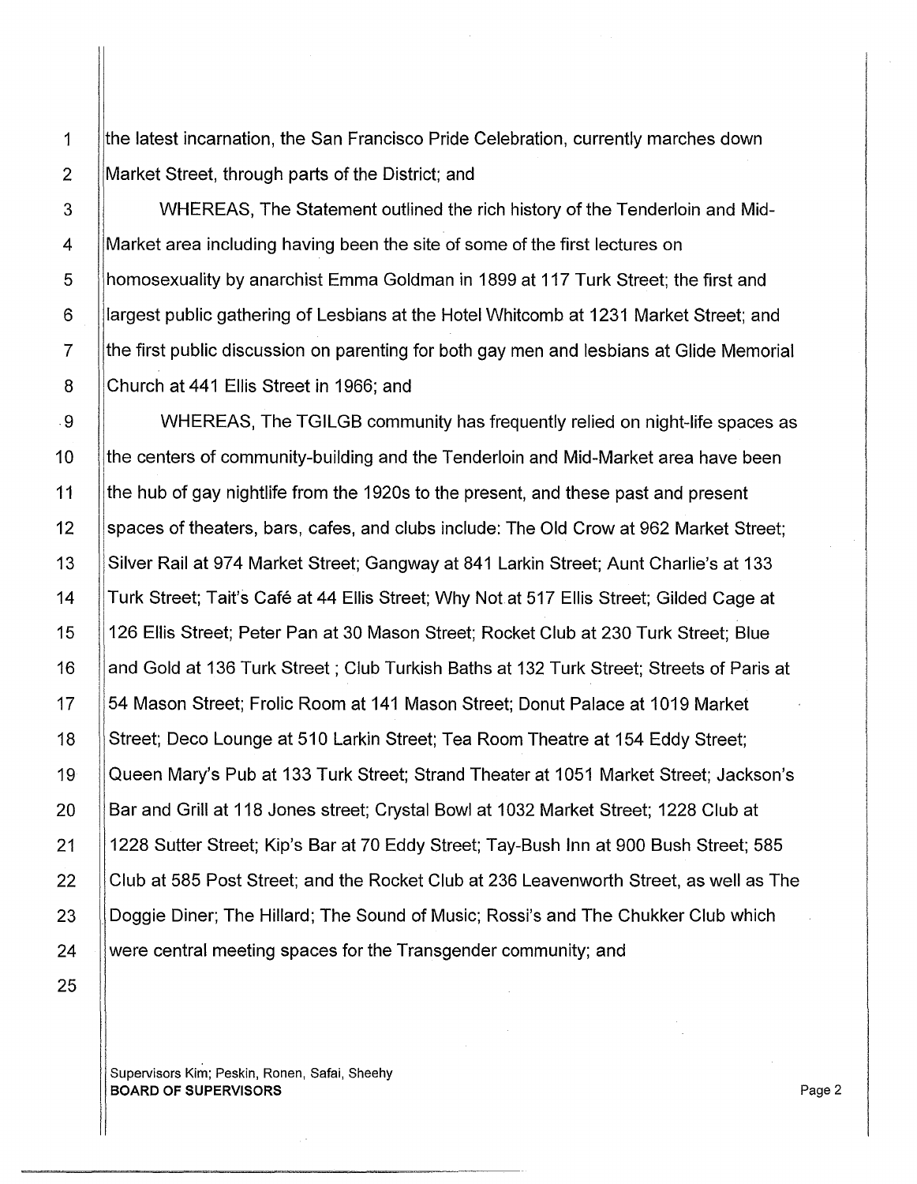the latest incarnation, the San Francisco Pride Celebration, currently marches down Market Street, through parts of the District; and

WHEREAS, The Statement outlined the rich history of the Tenderloin and Mid-Market area including having been the site of some of the first lectures on homosexuality by anarchist Emma Goldman in 1899 at 117 Turk Street; the first and largest public gathering of Lesbians at the Hotel Whitcomb at 1231 Market Street; and the first public discussion on parenting for both gay men and lesbians at Glide Memorial Church at 441 Ellis Street in 1966; and

WHEREAS, The TGILGB community has frequently relied on night-life spaces as the centers of community-building and the Tenderloin and Mid-Market area have been the hub of gay nightlife from the 1920s to the present, and these past and present spaces of theaters, bars, cafes, and clubs include: The Old Crow at 962 Market Street; Silver Rail at 974 Market Street; Gangway at 841 Larkin Street; Aunt Charlie's at 133 Turk Street; Tait's Café at 44 Ellis Street; Why Not at 517 Ellis Street; Gilded Cage at 126 Ellis Street; Peter Pan at 30 Mason Street; Rocket Club at 230 Turk Street; Blue and Gold at 136 Turk Street ; Club Turkish Baths at 132 Turk Street; Streets of Paris at 54 Mason Street; Frolic Room at 141 Mason Street; Donut Palace at 1019 Market Street; Deco Lounge at 510 Larkin Street; Tea Room Theatre at 154 Eddy Street; Queen Mary's Pub at 133 Turk Street; Strand Theater at 1051 Market Street; Jackson's Bar and Grill at 118 Jones street; Crystal Bowl at 1032 Market Street; 1228 Club at 1228 Sutter Street; Kip's Bar at 70 Eddy Street; Tay-Bush Inn at 900 Bush Street; 585 Club at 585 Post Street; and the Rocket Club at 236 Leavenworth Street, as well as The Doggie Diner; The Hillard; The Sound of Music; Rossi's and The Chukker Club which were central meeting spaces for the Transgender community; and

Supervisors Kim; Peskin, Ronen, Safai, Sheehy
**BOARD OF SUPERVISORS**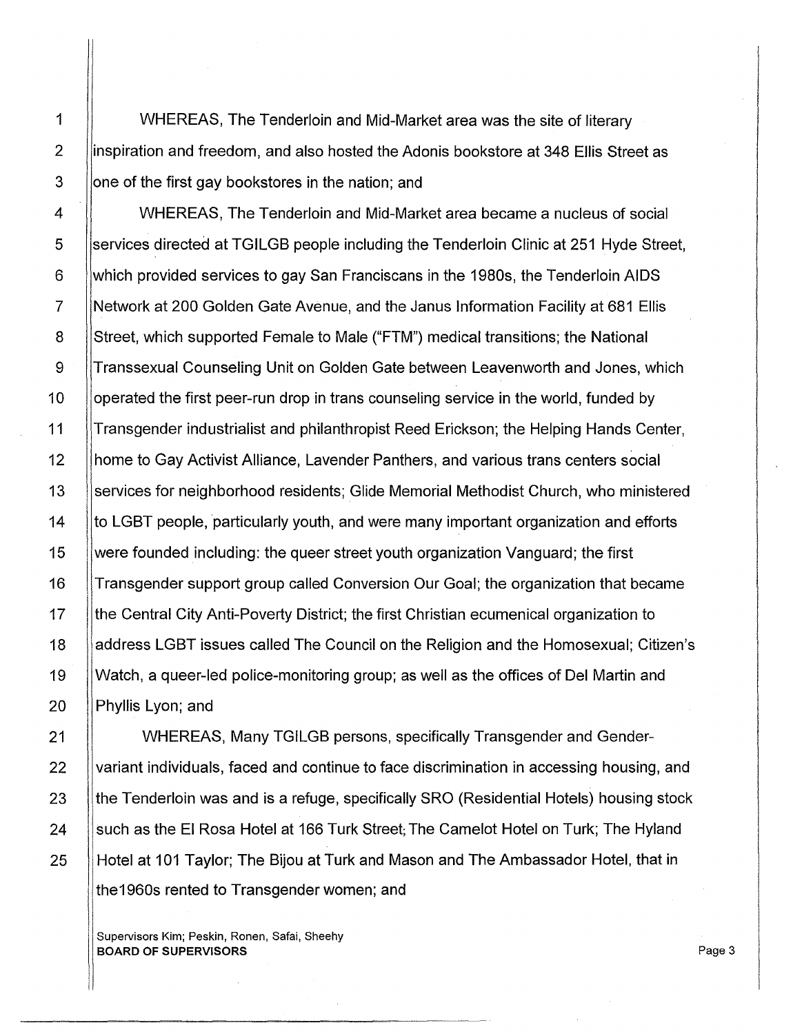WHEREAS, The Tenderloin and Mid-Market area was the site of literary inspiration and freedom, and also hosted the Adonis bookstore at 348 Ellis Street as one of the first gay bookstores in the nation; and

WHEREAS, The Tenderloin and Mid-Market area became a nucleus of social services directed at TGILGB people including the Tenderloin Clinic at 251 Hyde Street, which provided services to gay San Franciscans in the 1980s, the Tenderloin AIDS Network at 200 Golden Gate Avenue, and the Janus Information Facility at 681 Ellis Street, which supported Female to Male ("FTM") medical transitions; the National Transsexual Counseling Unit on Golden Gate between Leavenworth and Jones, which operated the first peer-run drop in trans counseling service in the world, funded by Transgender industrialist and philanthropist Reed Erickson; the Helping Hands Center, home to Gay Activist Alliance, Lavender Panthers, and various trans centers social services for neighborhood residents; Glide Memorial Methodist Church, who ministered to LGBT people, particularly youth, and were many important organization and efforts were founded including: the queer street youth organization Vanguard; the first Transgender support group called Conversion Our Goal; the organization that became the Central City Anti-Poverty District; the first Christian ecumenical organization to address LGBT issues called The Council on the Religion and the Homosexual; Citizen's Watch, a queer-led police-monitoring group; as well as the offices of Del Martin and Phyllis Lyon; and

WHEREAS, Many TGILGB persons, specifically Transgender and Gender-variant individuals, faced and continue to face discrimination in accessing housing, and the Tenderloin was and is a refuge, specifically SRO (Residential Hotels) housing stock such as the El Rosa Hotel at 166 Turk Street; The Camelot Hotel on Turk; The Hyland Hotel at 101 Taylor; The Bijou at Turk and Mason and The Ambassador Hotel, that in the1960s rented to Transgender women; and

Supervisors Kim; Peskin, Ronen, Safai, Sheehy
**BOARD OF SUPERVISORS**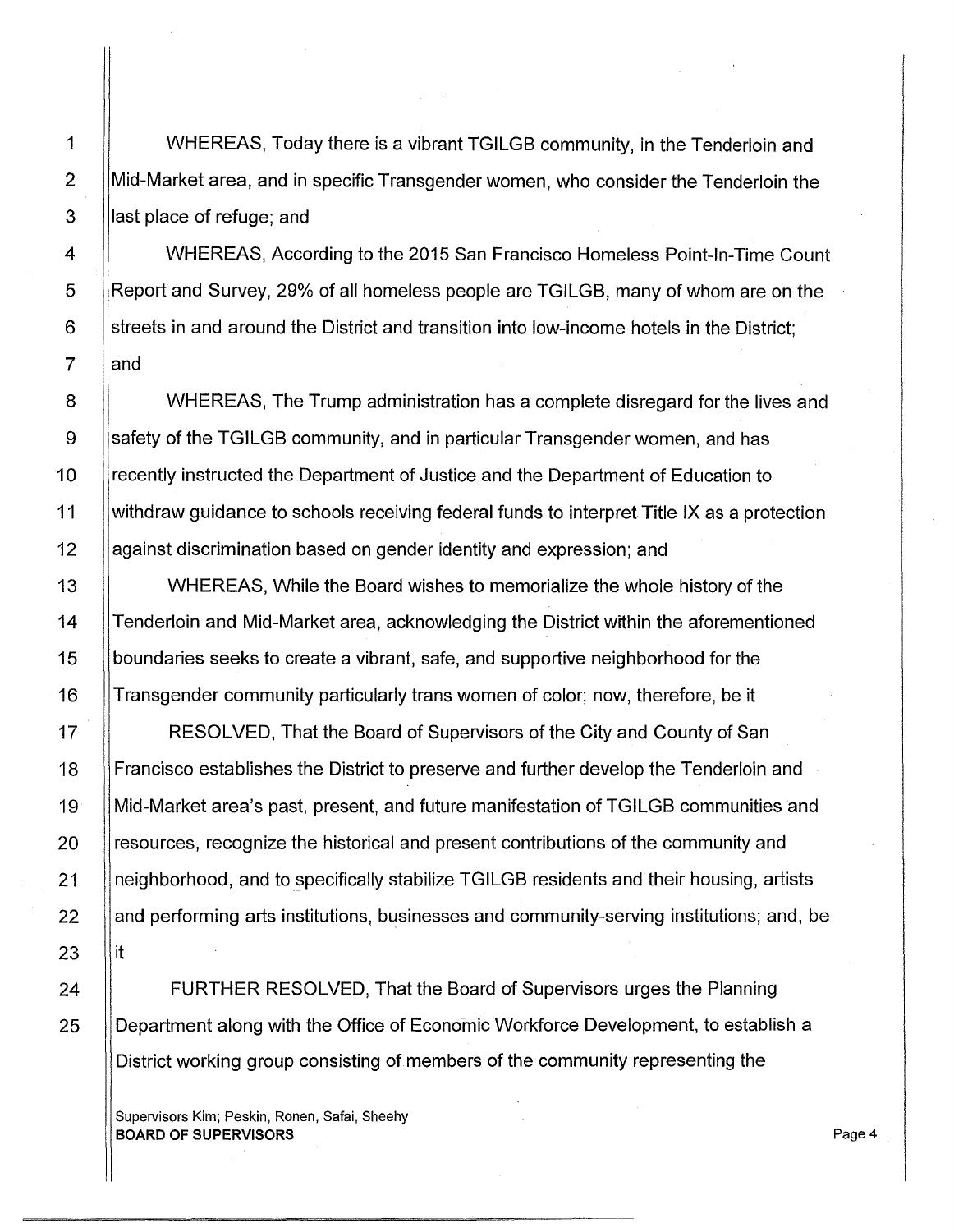WHEREAS, Today there is a vibrant TGILGB community, in the Tenderloin and Mid-Market area, and in specific Transgender women, who consider the Tenderloin the last place of refuge; and

WHEREAS, According to the 2015 San Francisco Homeless Point-In-Time Count Report and Survey, 29% of all homeless people are TGILGB, many of whom are on the streets in and around the District and transition into low-income hotels in the District; and

WHEREAS, The Trump administration has a complete disregard for the lives and safety of the TGILGB community, and in particular Transgender women, and has recently instructed the Department of Justice and the Department of Education to withdraw guidance to schools receiving federal funds to interpret Title IX as a protection against discrimination based on gender identity and expression; and

WHEREAS, While the Board wishes to memorialize the whole history of the Tenderloin and Mid-Market area, acknowledging the District within the aforementioned boundaries seeks to create a vibrant, safe, and supportive neighborhood for the Transgender community particularly trans women of color; now, therefore, be it

RESOLVED, That the Board of Supervisors of the City and County of San Francisco establishes the District to preserve and further develop the Tenderloin and Mid-Market area's past, present, and future manifestation of TGILGB communities and resources, recognize the historical and present contributions of the community and neighborhood, and to specifically stabilize TGILGB residents and their housing, artists and performing arts institutions, businesses and community-serving institutions; and, be it

FURTHER RESOLVED, That the Board of Supervisors urges the Planning Department along with the Office of Economic Workforce Development, to establish a District working group consisting of members of the community representing the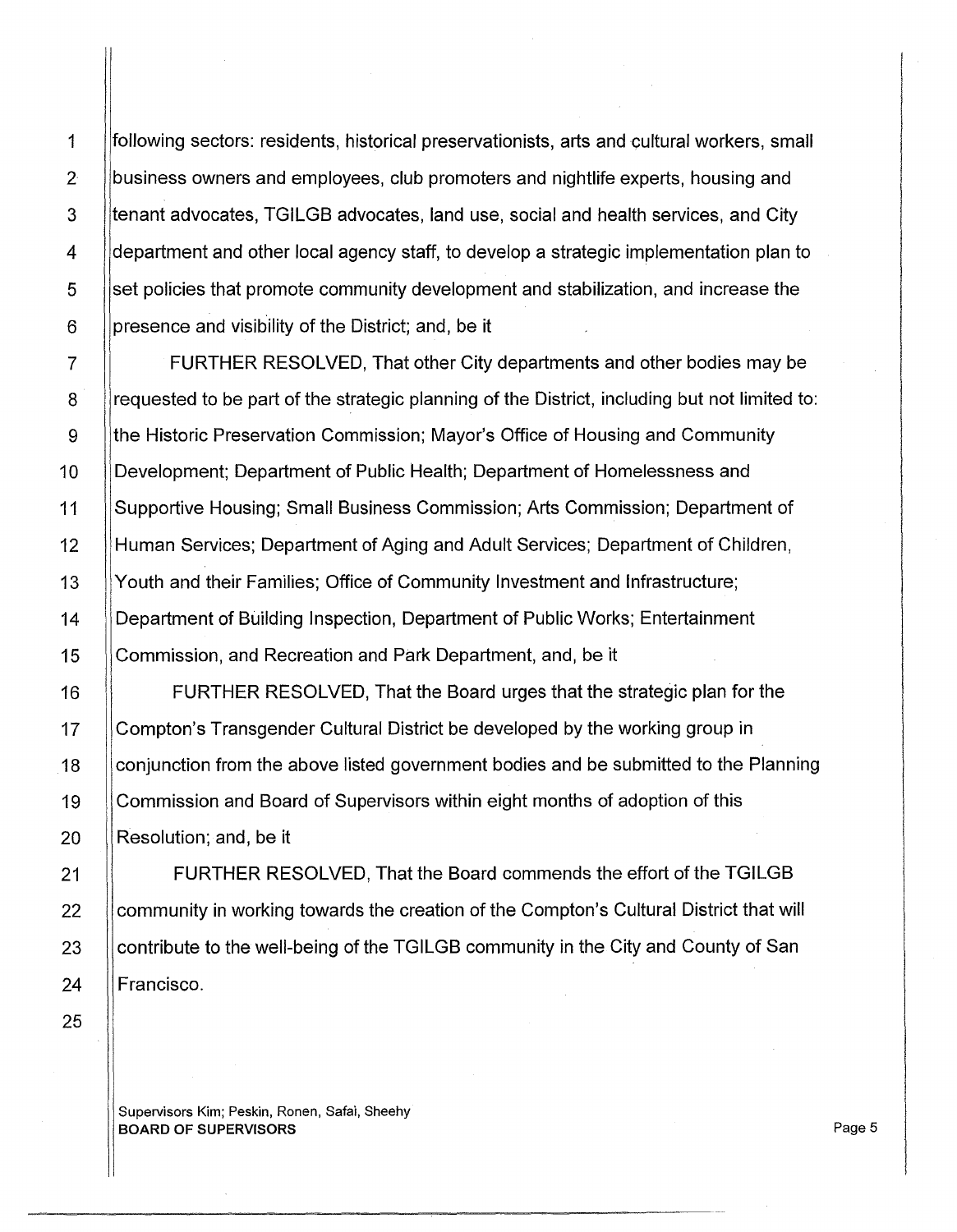following sectors: residents, historical preservationists, arts and cultural workers, small business owners and employees, club promoters and nightlife experts, housing and tenant advocates, TGILGB advocates, land use, social and health services, and City department and other local agency staff, to develop a strategic implementation plan to set policies that promote community development and stabilization, and increase the presence and visibility of the District; and, be it

FURTHER RESOLVED, That other City departments and other bodies may be requested to be part of the strategic planning of the District, including but not limited to: the Historic Preservation Commission; Mayor's Office of Housing and Community Development; Department of Public Health; Department of Homelessness and Supportive Housing; Small Business Commission; Arts Commission; Department of Human Services; Department of Aging and Adult Services; Department of Children, Youth and their Families; Office of Community Investment and Infrastructure; Department of Building Inspection, Department of Public Works; Entertainment Commission, and Recreation and Park Department, and, be it

FURTHER RESOLVED, That the Board urges that the strategic plan for the Compton's Transgender Cultural District be developed by the working group in conjunction from the above listed government bodies and be submitted to the Planning Commission and Board of Supervisors within eight months of adoption of this Resolution; and, be it

FURTHER RESOLVED, That the Board commends the effort of the TGILGB community in working towards the creation of the Compton's Cultural District that will contribute to the well-being of the TGILGB community in the City and County of San Francisco.

Supervisors Kim; Peskin, Ronen, Safai, Sheehy
**BOARD OF SUPERVISORS**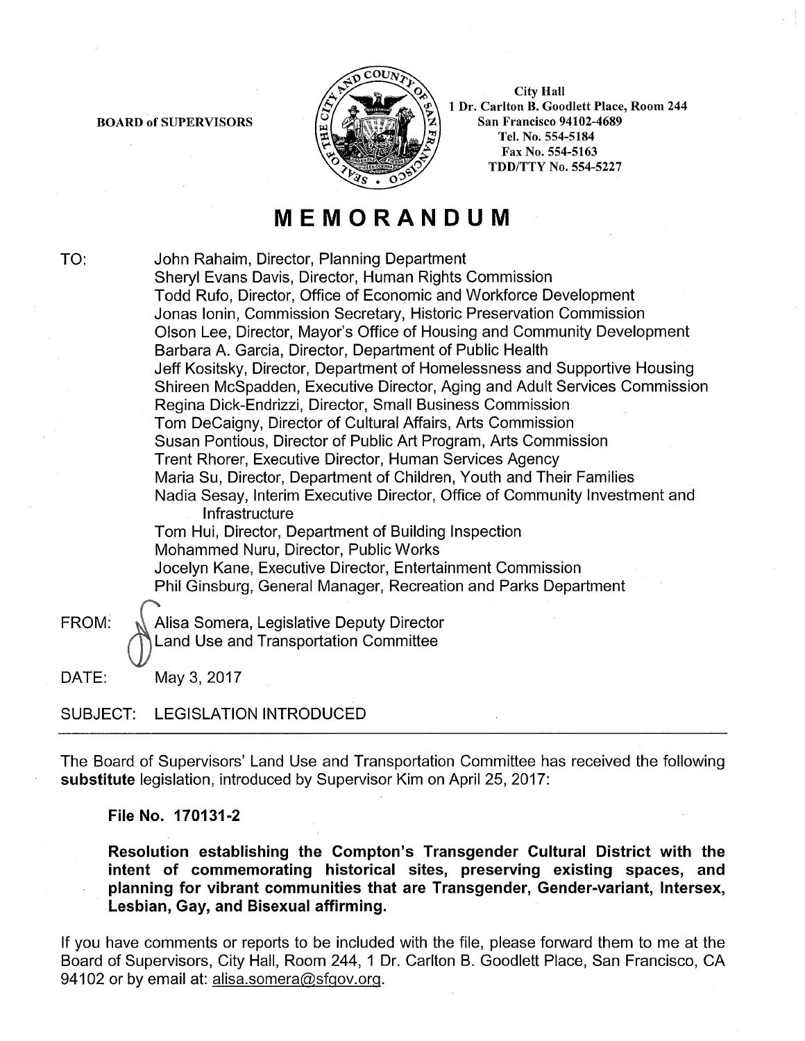BOARD of SUPERVISORS

City Hall
1 Dr. Carlton B. Goodlett Place, Room 244
San Francisco 94102-4689
Tel. No. 554-5184
Fax No. 554-5163
TDD/TTY No. 554-5227

# MEMORANDUM

TO:
John Rahaim, Director, Planning Department
Sheryl Evans Davis, Director, Human Rights Commission
Todd Rufo, Director, Office of Economic and Workforce Development
Jonas Ionin, Commission Secretary, Historic Preservation Commission
Olson Lee, Director, Mayor's Office of Housing and Community Development
Barbara A. Garcia, Director, Department of Public Health
Jeff Kositsky, Director, Department of Homelessness and Supportive Housing
Shireen McSpadden, Executive Director, Aging and Adult Services Commission
Regina Dick-Endrizzi, Director, Small Business Commission
Tom DeCaigny, Director of Cultural Affairs, Arts Commission
Susan Pontious, Director of Public Art Program, Arts Commission
Trent Rhorer, Executive Director, Human Services Agency
Maria Su, Director, Department of Children, Youth and Their Families
Nadia Sesay, Interim Executive Director, Office of Community Investment and Infrastructure
Tom Hui, Director, Department of Building Inspection
Mohammed Nuru, Director, Public Works
Jocelyn Kane, Executive Director, Entertainment Commission
Phil Ginsburg, General Manager, Recreation and Parks Department

FROM: Alisa Somera, Legislative Deputy Director
Land Use and Transportation Committee

DATE: May 3, 2017

SUBJECT: LEGISLATION INTRODUCED

---

The Board of Supervisors' Land Use and Transportation Committee has received the following **substitute** legislation, introduced by Supervisor Kim on April 25, 2017:

**File No. 170131-2**

**Resolution establishing the Compton's Transgender Cultural District with the intent of commemorating historical sites, preserving existing spaces, and planning for vibrant communities that are Transgender, Gender-variant, Intersex, Lesbian, Gay, and Bisexual affirming.**

If you have comments or reports to be included with the file, please forward them to me at the Board of Supervisors, City Hall, Room 244, 1 Dr. Carlton B. Goodlett Place, San Francisco, CA 94102 or by email at: alisa.somera@sfgov.org.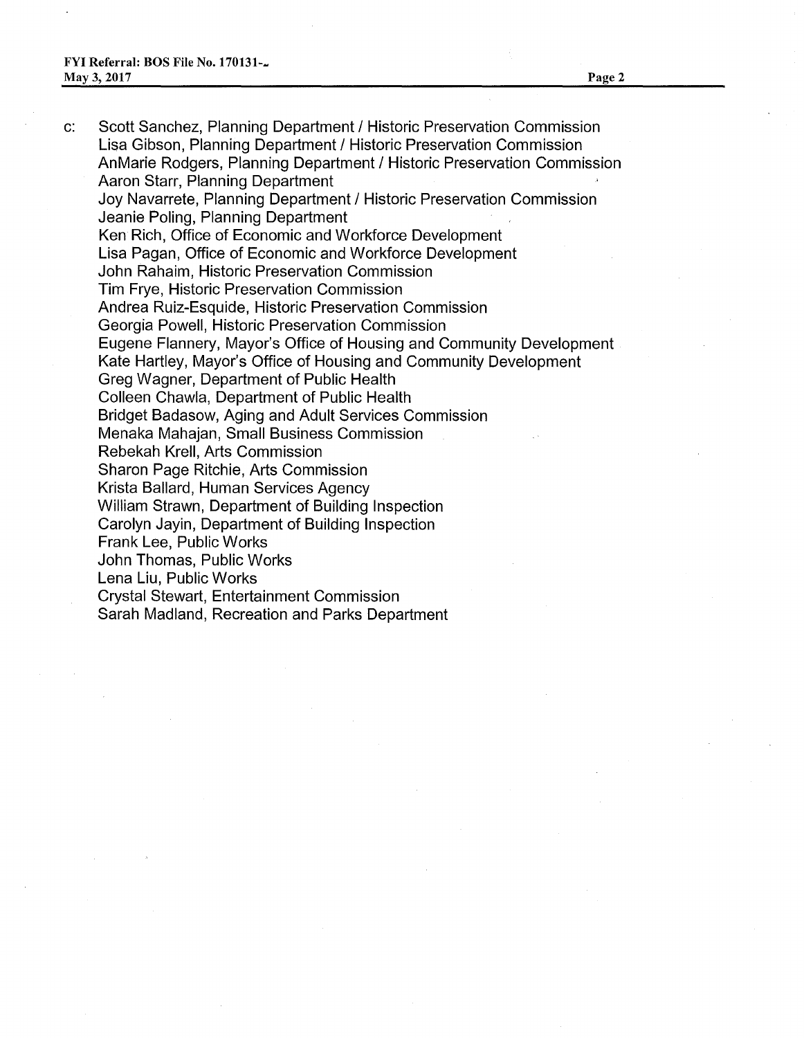c: Scott Sanchez, Planning Department / Historic Preservation Commission
Lisa Gibson, Planning Department / Historic Preservation Commission
AnMarie Rodgers, Planning Department / Historic Preservation Commission
Aaron Starr, Planning Department
Joy Navarrete, Planning Department / Historic Preservation Commission
Jeanie Poling, Planning Department
Ken Rich, Office of Economic and Workforce Development
Lisa Pagan, Office of Economic and Workforce Development
John Rahaim, Historic Preservation Commission
Tim Frye, Historic Preservation Commission
Andrea Ruiz-Esquide, Historic Preservation Commission
Georgia Powell, Historic Preservation Commission
Eugene Flannery, Mayor's Office of Housing and Community Development
Kate Hartley, Mayor's Office of Housing and Community Development
Greg Wagner, Department of Public Health
Colleen Chawla, Department of Public Health
Bridget Badasow, Aging and Adult Services Commission
Menaka Mahajan, Small Business Commission
Rebekah Krell, Arts Commission
Sharon Page Ritchie, Arts Commission
Krista Ballard, Human Services Agency
William Strawn, Department of Building Inspection
Carolyn Jayin, Department of Building Inspection
Frank Lee, Public Works
John Thomas, Public Works
Lena Liu, Public Works
Crystal Stewart, Entertainment Commission
Sarah Madland, Recreation and Parks Department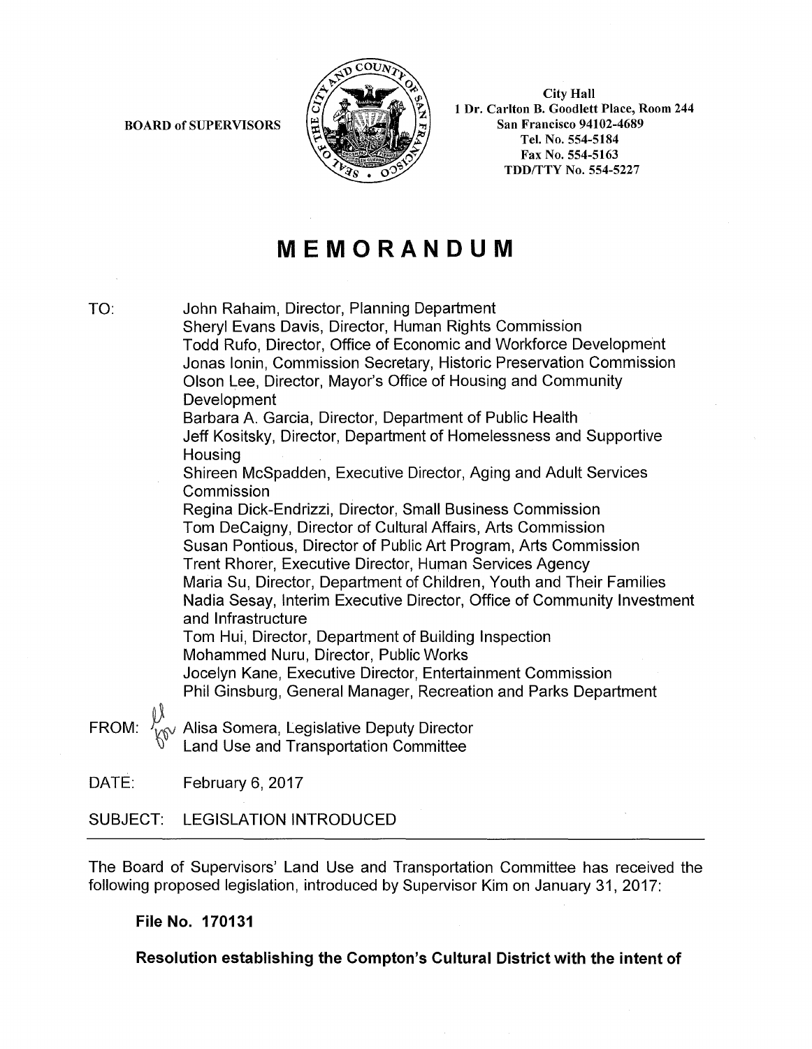BOARD of SUPERVISORS

City Hall
1 Dr. Carlton B. Goodlett Place, Room 244
San Francisco 94102-4689
Tel. No. 554-5184
Fax No. 554-5163
TDD/TTY No. 554-5227

# MEMORANDUM

TO: John Rahaim, Director, Planning Department
Sheryl Evans Davis, Director, Human Rights Commission
Todd Rufo, Director, Office of Economic and Workforce Development
Jonas Ionin, Commission Secretary, Historic Preservation Commission
Olson Lee, Director, Mayor's Office of Housing and Community Development
Barbara A. Garcia, Director, Department of Public Health
Jeff Kositsky, Director, Department of Homelessness and Supportive Housing
Shireen McSpadden, Executive Director, Aging and Adult Services Commission
Regina Dick-Endrizzi, Director, Small Business Commission
Tom DeCaigny, Director of Cultural Affairs, Arts Commission
Susan Pontious, Director of Public Art Program, Arts Commission
Trent Rhorer, Executive Director, Human Services Agency
Maria Su, Director, Department of Children, Youth and Their Families
Nadia Sesay, Interim Executive Director, Office of Community Investment and Infrastructure
Tom Hui, Director, Department of Building Inspection
Mohammed Nuru, Director, Public Works
Jocelyn Kane, Executive Director, Entertainment Commission
Phil Ginsburg, General Manager, Recreation and Parks Department

FROM: Alisa Somera, Legislative Deputy Director
Land Use and Transportation Committee

DATE: February 6, 2017

SUBJECT: LEGISLATION INTRODUCED

---

The Board of Supervisors' Land Use and Transportation Committee has received the following proposed legislation, introduced by Supervisor Kim on January 31, 2017:

**File No. 170131**

**Resolution establishing the Compton's Cultural District with the intent of**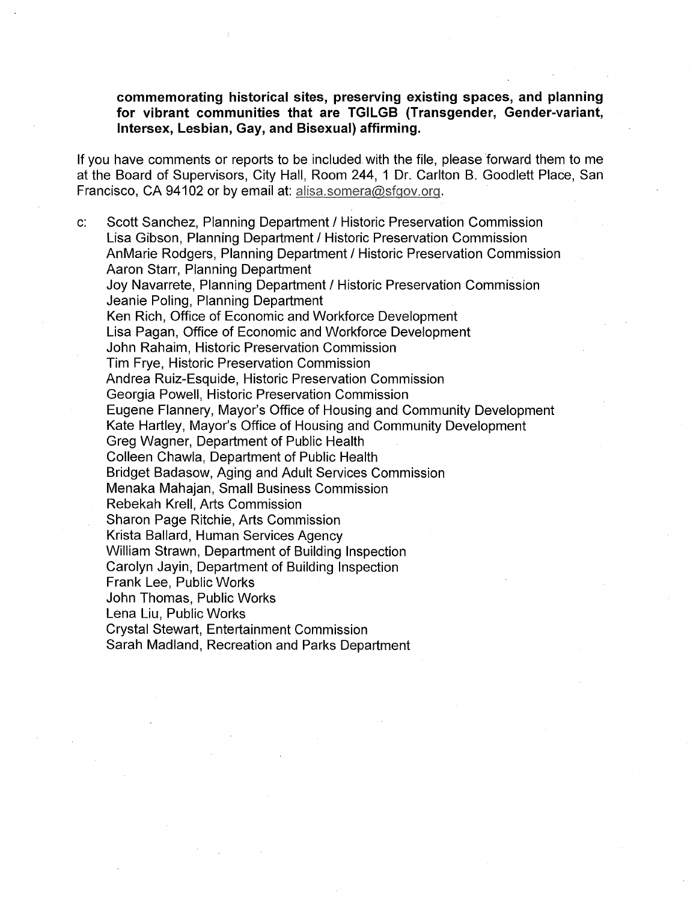**commemorating historical sites, preserving existing spaces, and planning for vibrant communities that are TGILGB (Transgender, Gender-variant, Intersex, Lesbian, Gay, and Bisexual) affirming.**

If you have comments or reports to be included with the file, please forward them to me at the Board of Supervisors, City Hall, Room 244, 1 Dr. Carlton B. Goodlett Place, San Francisco, CA 94102 or by email at: alisa.somera@sfgov.org.

c: Scott Sanchez, Planning Department / Historic Preservation Commission
Lisa Gibson, Planning Department / Historic Preservation Commission
AnMarie Rodgers, Planning Department / Historic Preservation Commission
Aaron Starr, Planning Department
Joy Navarrete, Planning Department / Historic Preservation Commission
Jeanie Poling, Planning Department
Ken Rich, Office of Economic and Workforce Development
Lisa Pagan, Office of Economic and Workforce Development
John Rahaim, Historic Preservation Commission
Tim Frye, Historic Preservation Commission
Andrea Ruiz-Esquide, Historic Preservation Commission
Georgia Powell, Historic Preservation Commission
Eugene Flannery, Mayor's Office of Housing and Community Development
Kate Hartley, Mayor's Office of Housing and Community Development
Greg Wagner, Department of Public Health
Colleen Chawla, Department of Public Health
Bridget Badasow, Aging and Adult Services Commission
Menaka Mahajan, Small Business Commission
Rebekah Krell, Arts Commission
Sharon Page Ritchie, Arts Commission
Krista Ballard, Human Services Agency
William Strawn, Department of Building Inspection
Carolyn Jayin, Department of Building Inspection
Frank Lee, Public Works
John Thomas, Public Works
Lena Liu, Public Works
Crystal Stewart, Entertainment Commission
Sarah Madland, Recreation and Parks Department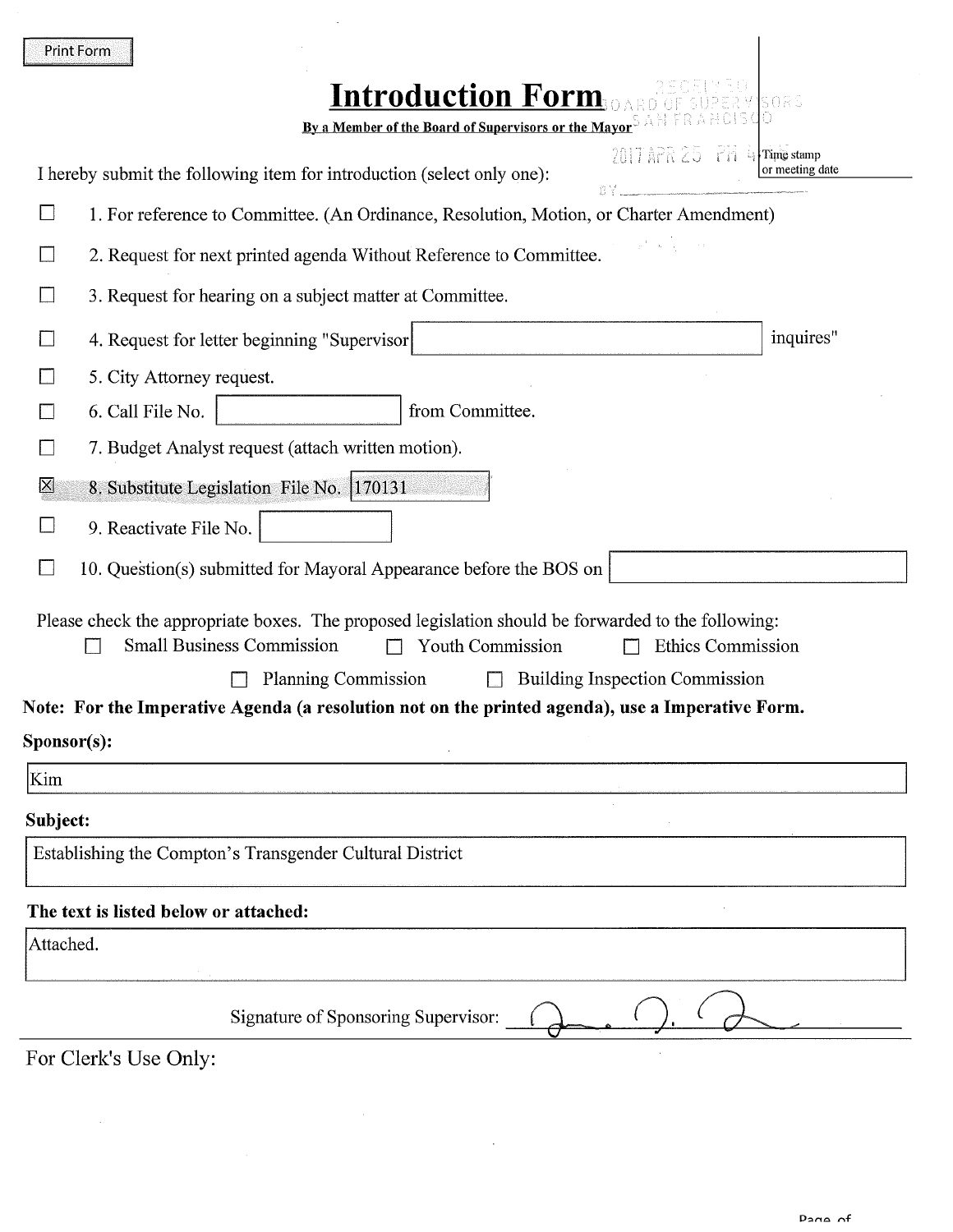Print Form

# Introduction Form

**By a Member of the Board of Supervisors or the Mayor**

RECEIVED BOARD OF SUPERVISORS SAN FRANCISCO

2017 APR 25 PM 4:

Time stamp or meeting date

BY

I hereby submit the following item for introduction (select only one):

- ☐ 1. For reference to Committee. (An Ordinance, Resolution, Motion, or Charter Amendment)
- ☐ 2. Request for next printed agenda Without Reference to Committee.
- ☐ 3. Request for hearing on a subject matter at Committee.
- ☐ 4. Request for letter beginning "Supervisor [          ] inquires"
- ☐ 5. City Attorney request.
- ☐ 6. Call File No. [          ] from Committee.
- ☐ 7. Budget Analyst request (attach written motion).
- ☒ 8. Substitute Legislation File No. 170131
- ☐ 9. Reactivate File No. [          ]
- ☐ 10. Question(s) submitted for Mayoral Appearance before the BOS on [          ]

Please check the appropriate boxes. The proposed legislation should be forwarded to the following:

- ☐ Small Business Commission
- ☐ Youth Commission
- ☐ Ethics Commission
- ☐ Planning Commission
- ☐ Building Inspection Commission

**Note: For the Imperative Agenda (a resolution not on the printed agenda), use a Imperative Form.**

**Sponsor(s):**

Kim

**Subject:**

Establishing the Compton's Transgender Cultural District

**The text is listed below or attached:**

Attached.

Signature of Sponsoring Supervisor: [signature]

For Clerk's Use Only: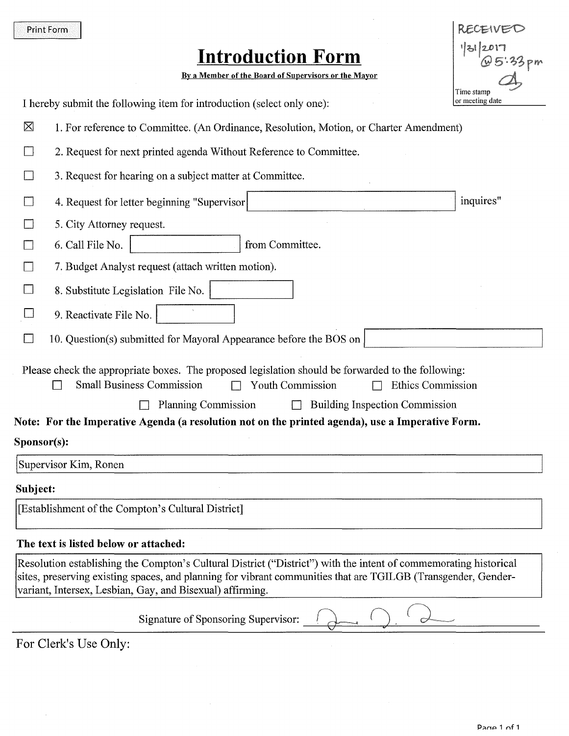Print Form

RECEIVED
1/31/2017
@5:33pm

Time stamp
or meeting date

# Introduction Form

**By a Member of the Board of Supervisors or the Mayor**

I hereby submit the following item for introduction (select only one):

☒ 1. For reference to Committee. (An Ordinance, Resolution, Motion, or Charter Amendment)

☐ 2. Request for next printed agenda Without Reference to Committee.

☐ 3. Request for hearing on a subject matter at Committee.

☐ 4. Request for letter beginning "Supervisor [ ] inquires"

☐ 5. City Attorney request.

☐ 6. Call File No. [ ] from Committee.

☐ 7. Budget Analyst request (attach written motion).

☐ 8. Substitute Legislation File No. [ ]

☐ 9. Reactivate File No. [ ]

☐ 10. Question(s) submitted for Mayoral Appearance before the BOS on [ ]

Please check the appropriate boxes. The proposed legislation should be forwarded to the following:

☐ Small Business Commission ☐ Youth Commission ☐ Ethics Commission

☐ Planning Commission ☐ Building Inspection Commission

**Note: For the Imperative Agenda (a resolution not on the printed agenda), use a Imperative Form.**

**Sponsor(s):**

Supervisor Kim, Ronen

**Subject:**

[Establishment of the Compton's Cultural District]

**The text is listed below or attached:**

Resolution establishing the Compton's Cultural District ("District") with the intent of commemorating historical sites, preserving existing spaces, and planning for vibrant communities that are TGILGB (Transgender, Gender-variant, Intersex, Lesbian, Gay, and Bisexual) affirming.

Signature of Sponsoring Supervisor: ______________________

For Clerk's Use Only: